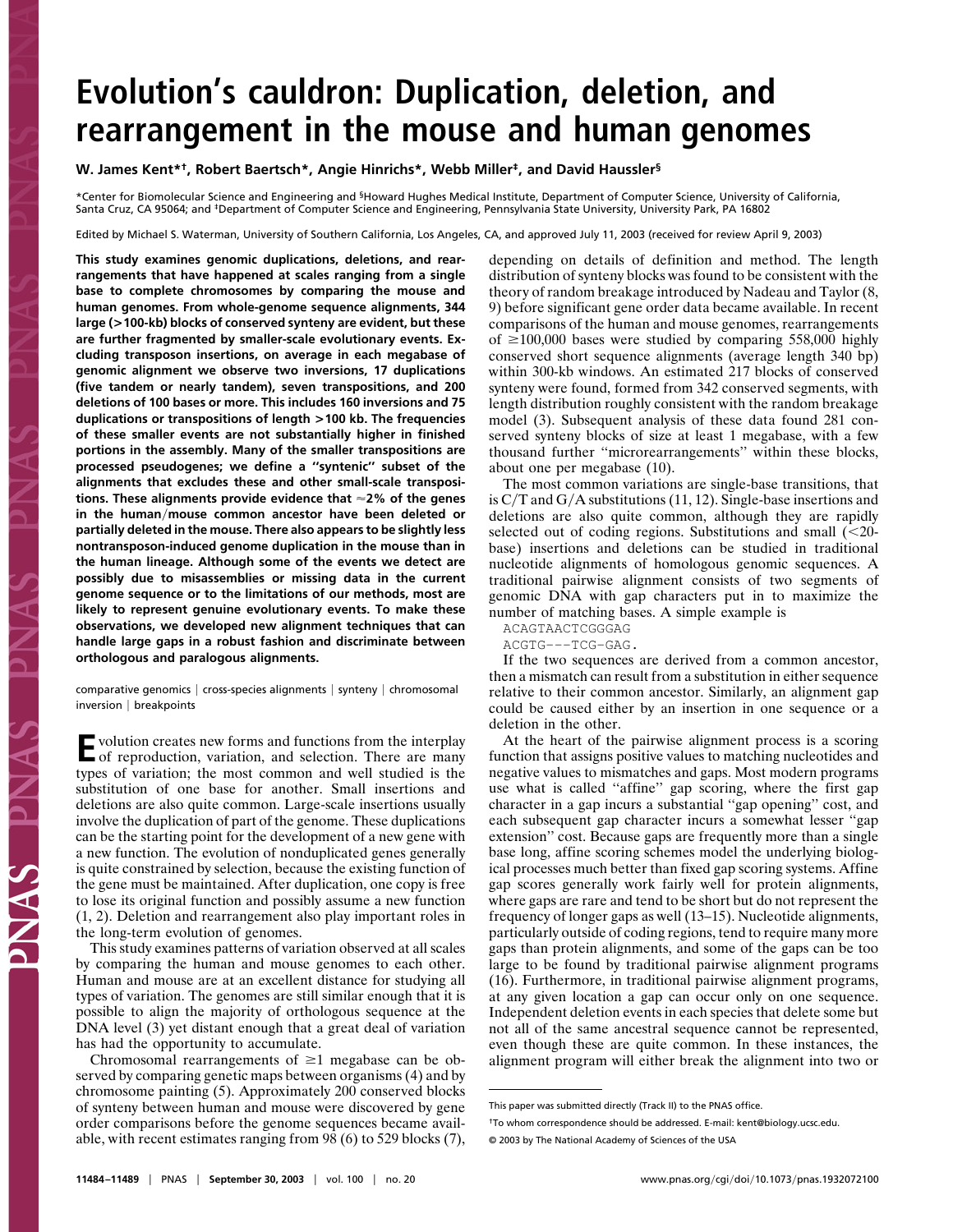# Evolution's cauldron: Duplication, deletion, and rearrangement in the mouse and human genomes

**W. James Kent*†, Robert Baertsch*, Angie Hinrichs*, Webb Miller‡, and David Haussler§**

*Center for Biomolecular Science and Engineering and §Howard Hughes Medical Institute, Department of Computer Science, University of California, Santa Cruz, CA 95064; and ‡Department of Computer Science and Engineering, Pennsylvania State University, University Park, PA 16802

Edited by Michael S. Waterman, University of Southern California, Los Angeles, CA, and approved July 11, 2003 (received for review April 9, 2003)

**This study examines genomic duplications, deletions, and rearrangements that have happened at scales ranging from a single base to complete chromosomes by comparing the mouse and human genomes. From whole-genome sequence alignments, 344 large (>100-kb) blocks of conserved synteny are evident, but these are further fragmented by smaller-scale evolutionary events. Excluding transposon insertions, on average in each megabase of genomic alignment we observe two inversions, 17 duplications (five tandem or nearly tandem), seven transpositions, and 200 deletions of 100 bases or more. This includes 160 inversions and 75 duplications or transpositions of length >100 kb. The frequencies of these smaller events are not substantially higher in finished portions in the assembly. Many of the smaller transpositions are processed pseudogenes; we define a "syntenic" subset of the alignments that excludes these and other small-scale transpositions. These alignments provide evidence that ≈2% of the genes in the human/mouse common ancestor have been deleted or partially deleted in the mouse. There also appears to be slightly less nontransposon-induced genome duplication in the mouse than in the human lineage. Although some of the events we detect are possibly due to misassemblies or missing data in the current genome sequence or to the limitations of our methods, most are likely to represent genuine evolutionary events. To make these observations, we developed new alignment techniques that can handle large gaps in a robust fashion and discriminate between orthologous and paralogous alignments.**

comparative genomics | cross-species alignments | synteny | chromosomal inversion | breakpoints

Evolution creates new forms and functions from the interplay of reproduction, variation, and selection. There are many types of variation; the most common and well studied is the substitution of one base for another. Small insertions and deletions are also quite common. Large-scale insertions usually involve the duplication of part of the genome. These duplications can be the starting point for the development of a new gene with a new function. The evolution of nonduplicated genes generally is quite constrained by selection, because the existing function of the gene must be maintained. After duplication, one copy is free to lose its original function and possibly assume a new function (1, 2). Deletion and rearrangement also play important roles in the long-term evolution of genomes.

This study examines patterns of variation observed at all scales by comparing the human and mouse genomes to each other. Human and mouse are at an excellent distance for studying all types of variation. The genomes are still similar enough that it is possible to align the majority of orthologous sequence at the DNA level (3) yet distant enough that a great deal of variation has had the opportunity to accumulate.

Chromosomal rearrangements of ≥1 megabase can be observed by comparing genetic maps between organisms (4) and by chromosome painting (5). Approximately 200 conserved blocks of synteny between human and mouse were discovered by gene order comparisons before the genome sequences became available, with recent estimates ranging from 98 (6) to 529 blocks (7), depending on details of definition and method. The length distribution of synteny blocks was found to be consistent with the theory of random breakage introduced by Nadeau and Taylor (8, 9) before significant gene order data became available. In recent comparisons of the human and mouse genomes, rearrangements of ≥100,000 bases were studied by comparing 558,000 highly conserved short sequence alignments (average length 340 bp) within 300-kb windows. An estimated 217 blocks of conserved synteny were found, formed from 342 conserved segments, with length distribution roughly consistent with the random breakage model (3). Subsequent analysis of these data found 281 conserved synteny blocks of size at least 1 megabase, with a few thousand further "microrearrangements" within these blocks, about one per megabase (10).

The most common variations are single-base transitions, that is C/T and G/A substitutions (11, 12). Single-base insertions and deletions are also quite common, although they are rapidly selected out of coding regions. Substitutions and small (<20-base) insertions and deletions can be studied in traditional nucleotide alignments of homologous genomic sequences. A traditional pairwise alignment consists of two segments of genomic DNA with gap characters put in to maximize the number of matching bases. A simple example is

```
ACAGTAACTCGGGAG
ACGTG---TCG-GAG.
```

If the two sequences are derived from a common ancestor, then a mismatch can result from a substitution in either sequence relative to their common ancestor. Similarly, an alignment gap could be caused either by an insertion in one sequence or a deletion in the other.

At the heart of the pairwise alignment process is a scoring function that assigns positive values to matching nucleotides and negative values to mismatches and gaps. Most modern programs use what is called "affine" gap scoring, where the first gap character in a gap incurs a substantial "gap opening" cost, and each subsequent gap character incurs a somewhat lesser "gap extension" cost. Because gaps are frequently more than a single base long, affine scoring schemes model the underlying biological processes much better than fixed gap scoring systems. Affine gap scores generally work fairly well for protein alignments, where gaps are rare and tend to be short but do not represent the frequency of longer gaps as well (13–15). Nucleotide alignments, particularly outside of coding regions, tend to require many more gaps than protein alignments, and some of the gaps can be too large to be found by traditional pairwise alignment programs (16). Furthermore, in traditional pairwise alignment programs, at any given location a gap can occur only on one sequence. Independent deletion events in each species that delete some but not all of the same ancestral sequence cannot be represented, even though these are quite common. In these instances, the alignment program will either break the alignment into two or

This paper was submitted directly (Track II) to the PNAS office.

†To whom correspondence should be addressed. E-mail: kent@biology.ucsc.edu.

© 2003 by The National Academy of Sciences of the USA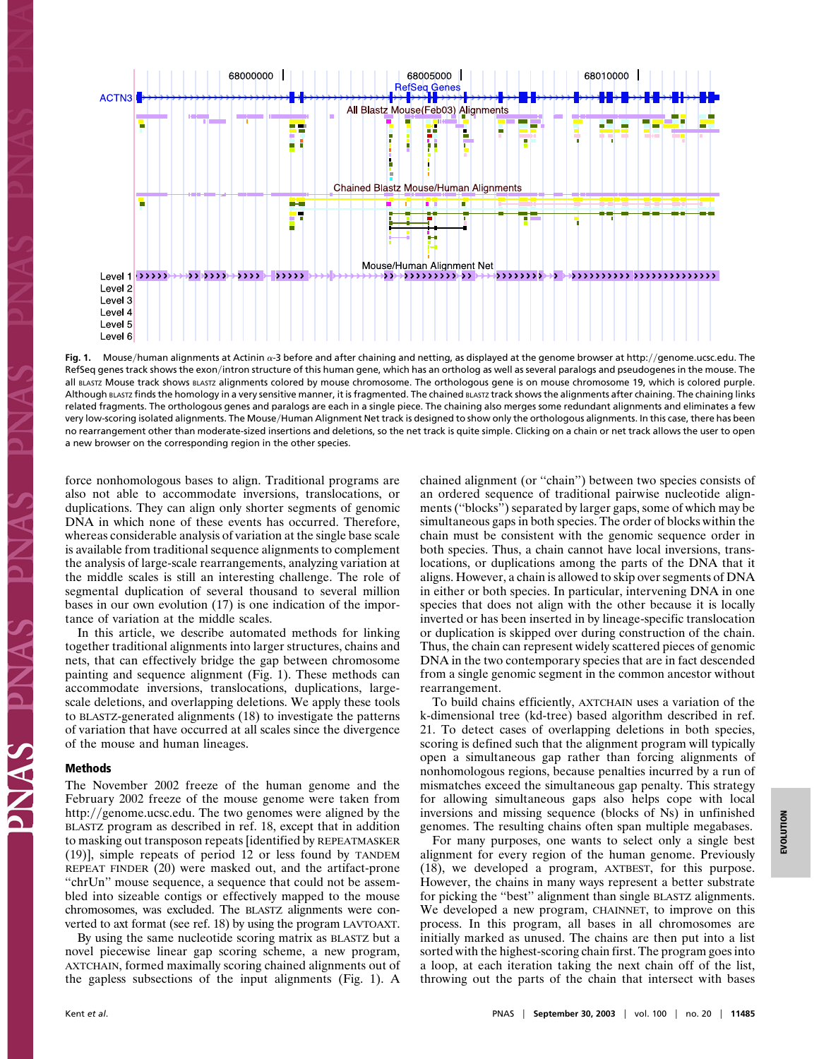**Fig. 1.** Mouse/human alignments at Actinin α-3 before and after chaining and netting, as displayed at the genome browser at http://genome.ucsc.edu. The RefSeq genes track shows the exon/intron structure of this human gene, which has an ortholog as well as several paralogs and pseudogenes in the mouse. The all BLASTZ Mouse track shows BLASTZ alignments colored by mouse chromosome. The orthologous gene is on mouse chromosome 19, which is colored purple. Although BLASTZ finds the homology in a very sensitive manner, it is fragmented. The chained BLASTZ track shows the alignments after chaining. The chaining links related fragments. The orthologous genes and paralogs are each in a single piece. The chaining also merges some redundant alignments and eliminates a few very low-scoring isolated alignments. The Mouse/Human Alignment Net track is designed to show only the orthologous alignments. In this case, there has been no rearrangement other than moderate-sized insertions and deletions, so the net track is quite simple. Clicking on a chain or net track allows the user to open a new browser on the corresponding region in the other species.

force nonhomologous bases to align. Traditional programs are also not able to accommodate inversions, translocations, or duplications. They can align only shorter segments of genomic DNA in which none of these events has occurred. Therefore, whereas considerable analysis of variation at the single base scale is available from traditional sequence alignments to complement the analysis of large-scale rearrangements, analyzing variation at the middle scales is still an interesting challenge. The role of segmental duplication of several thousand to several million bases in our own evolution (17) is one indication of the importance of variation at the middle scales.

In this article, we describe automated methods for linking together traditional alignments into larger structures, chains and nets, that can effectively bridge the gap between chromosome painting and sequence alignment (Fig. 1). These methods can accommodate inversions, translocations, duplications, large-scale deletions, and overlapping deletions. We apply these tools to BLASTZ-generated alignments (18) to investigate the patterns of variation that have occurred at all scales since the divergence of the mouse and human lineages.

## Methods

The November 2002 freeze of the human genome and the February 2002 freeze of the mouse genome were taken from http://genome.ucsc.edu. The two genomes were aligned by the BLASTZ program as described in ref. 18, except that in addition to masking out transposon repeats [identified by REPEATMASKER (19)], simple repeats of period 12 or less found by TANDEM REPEAT FINDER (20) were masked out, and the artifact-prone "chrUn" mouse sequence, a sequence that could not be assembled into sizeable contigs or effectively mapped to the mouse chromosomes, was excluded. The BLASTZ alignments were converted to axt format (see ref. 18) by using the program LAVTOAXT.

By using the same nucleotide scoring matrix as BLASTZ but a novel piecewise linear gap scoring scheme, a new program, AXTCHAIN, formed maximally scoring chained alignments out of the gapless subsections of the input alignments (Fig. 1). A chained alignment (or "chain") between two species consists of an ordered sequence of traditional pairwise nucleotide alignments ("blocks") separated by larger gaps, some of which may be simultaneous gaps in both species. The order of blocks within the chain must be consistent with the genomic sequence order in both species. Thus, a chain cannot have local inversions, translocations, or duplications among the parts of the DNA that it aligns. However, a chain is allowed to skip over segments of DNA in either or both species. In particular, intervening DNA in one species that does not align with the other because it is locally inverted or has been inserted in by lineage-specific translocation or duplication is skipped over during construction of the chain. Thus, the chain can represent widely scattered pieces of genomic DNA in the two contemporary species that are in fact descended from a single genomic segment in the common ancestor without rearrangement.

To build chains efficiently, AXTCHAIN uses a variation of the k-dimensional tree (kd-tree) based algorithm described in ref. 21. To detect cases of overlapping deletions in both species, scoring is defined such that the alignment program will typically open a simultaneous gap rather than forcing alignments of nonhomologous regions, because penalties incurred by a run of mismatches exceed the simultaneous gap penalty. This strategy for allowing simultaneous gaps also helps cope with local inversions and missing sequence (blocks of Ns) in unfinished genomes. The resulting chains often span multiple megabases.

For many purposes, one wants to select only a single best alignment for every region of the human genome. Previously (18), we developed a program, AXTBEST, for this purpose. However, the chains in many ways represent a better substrate for picking the "best" alignment than single BLASTZ alignments. We developed a new program, CHAINNET, to improve on this process. In this program, all bases in all chromosomes are initially marked as unused. The chains are then put into a list sorted with the highest-scoring chain first. The program goes into a loop, at each iteration taking the next chain off of the list, throwing out the parts of the chain that intersect with bases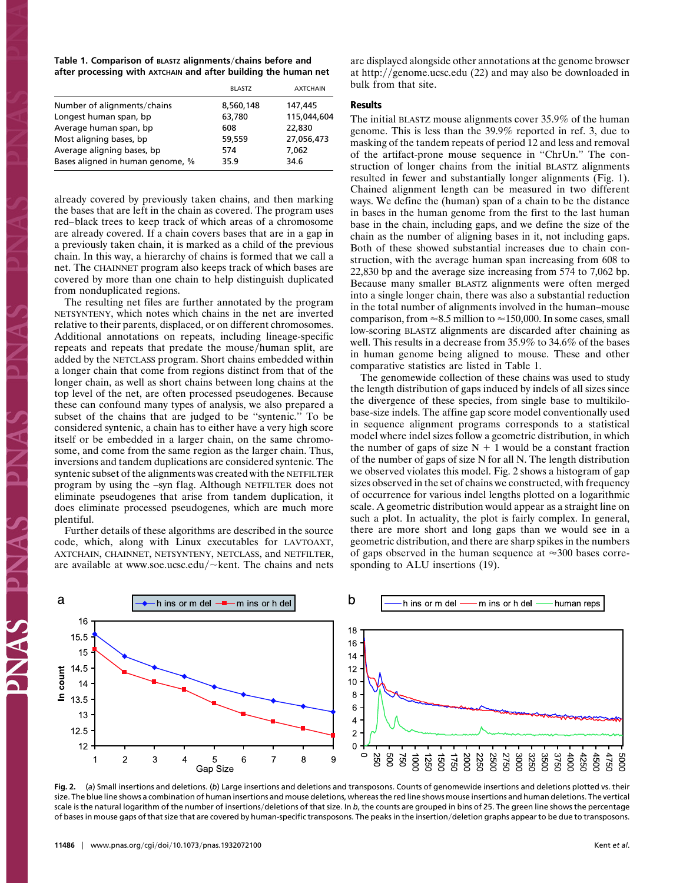**Table 1. Comparison of BLASTZ alignments/chains before and after processing with AXTCHAIN and after building the human net**

| | BLASTZ | AXTCHAIN |
|---|---|---|
| Number of alignments/chains | 8,560,148 | 147,445 |
| Longest human span, bp | 63,780 | 115,044,604 |
| Average human span, bp | 608 | 22,830 |
| Most aligning bases, bp | 59,559 | 27,056,473 |
| Average aligning bases, bp | 574 | 7,062 |
| Bases aligned in human genome, % | 35.9 | 34.6 |

already covered by previously taken chains, and then marking the bases that are left in the chain as covered. The program uses red–black trees to keep track of which areas of a chromosome are already covered. If a chain covers bases that are in a gap in a previously taken chain, it is marked as a child of the previous chain. In this way, a hierarchy of chains is formed that we call a net. The CHAINNET program also keeps track of which bases are covered by more than one chain to help distinguish duplicated from nonduplicated regions.

The resulting net files are further annotated by the program NETSYNTENY, which notes which chains in the net are inverted relative to their parents, displaced, or on different chromosomes. Additional annotations on repeats, including lineage-specific repeats and repeats that predate the mouse/human split, are added by the NETCLASS program. Short chains embedded within a longer chain that come from regions distinct from that of the longer chain, as well as short chains between long chains at the top level of the net, are often processed pseudogenes. Because these can confound many types of analysis, we also prepared a subset of the chains that are judged to be "syntenic." To be considered syntenic, a chain has to either have a very high score itself or be embedded in a larger chain, on the same chromosome, and come from the same region as the larger chain. Thus, inversions and tandem duplications are considered syntenic. The syntenic subset of the alignments was created with the NETFILTER program by using the –syn flag. Although NETFILTER does not eliminate pseudogenes that arise from tandem duplication, it does eliminate processed pseudogenes, which are much more plentiful.

Further details of these algorithms are described in the source code, which, along with Linux executables for LAVTOAXT, AXTCHAIN, CHAINNET, NETSYNTENY, NETCLASS, and NETFILTER, are available at www.soe.ucsc.edu/~kent. The chains and nets are displayed alongside other annotations at the genome browser at http://genome.ucsc.edu (22) and may also be downloaded in bulk from that site.

## Results

The initial BLASTZ mouse alignments cover 35.9% of the human genome. This is less than the 39.9% reported in ref. 3, due to masking of the tandem repeats of period 12 and less and removal of the artifact-prone mouse sequence in "ChrUn." The construction of longer chains from the initial BLASTZ alignments resulted in fewer and substantially longer alignments (Fig. 1). Chained alignment length can be measured in two different ways. We define the (human) span of a chain to be the distance in bases in the human genome from the first to the last human base in the chain, including gaps, and we define the size of the chain as the number of aligning bases in it, not including gaps. Both of these showed substantial increases due to chain construction, with the average human span increasing from 608 to 22,830 bp and the average size increasing from 574 to 7,062 bp. Because many smaller BLASTZ alignments were often merged into a single longer chain, there was also a substantial reduction in the total number of alignments involved in the human–mouse comparison, from ≈8.5 million to ≈150,000. In some cases, small low-scoring BLASTZ alignments are discarded after chaining as well. This results in a decrease from 35.9% to 34.6% of the bases in human genome being aligned to mouse. These and other comparative statistics are listed in Table 1.

The genomewide collection of these chains was used to study the length distribution of gaps induced by indels of all sizes since the divergence of these species, from single base to multikilobase-size indels. The affine gap score model conventionally used in sequence alignment programs corresponds to a statistical model where indel sizes follow a geometric distribution, in which the number of gaps of size N + 1 would be a constant fraction of the number of gaps of size N for all N. The length distribution we observed violates this model. Fig. 2 shows a histogram of gap sizes observed in the set of chains we constructed, with frequency of occurrence for various indel lengths plotted on a logarithmic scale. A geometric distribution would appear as a straight line on such a plot. In actuality, the plot is fairly complex. In general, there are more short and long gaps than we would see in a geometric distribution, and there are sharp spikes in the numbers of gaps observed in the human sequence at ≈300 bases corresponding to ALU insertions (19).

a
h ins or m del
m ins or h del
ln count
16
15.5
15
14.5
14
13.5
13
12.5
12
1 2 3 4 5 6 7 8 9
Gap Size

b
h ins or m del
m ins or h del
human reps
18
16
14
12
10
8
6
4
2
0
0 250 500 750 1000 1250 1500 1750 2000 2250 2500 2750 3000 3250 3500 3750 4000 4250 4500 4750 5000

**Fig. 2.** (*a*) Small insertions and deletions. (*b*) Large insertions and deletions and transposons. Counts of genomewide insertions and deletions plotted vs. their size. The blue line shows a combination of human insertions and mouse deletions, whereas the red line shows mouse insertions and human deletions. The vertical scale is the natural logarithm of the number of insertions/deletions of that size. In *b*, the counts are grouped in bins of 25. The green line shows the percentage of bases in mouse gaps of that size that are covered by human-specific transposons. The peaks in the insertion/deletion graphs appear to be due to transposons.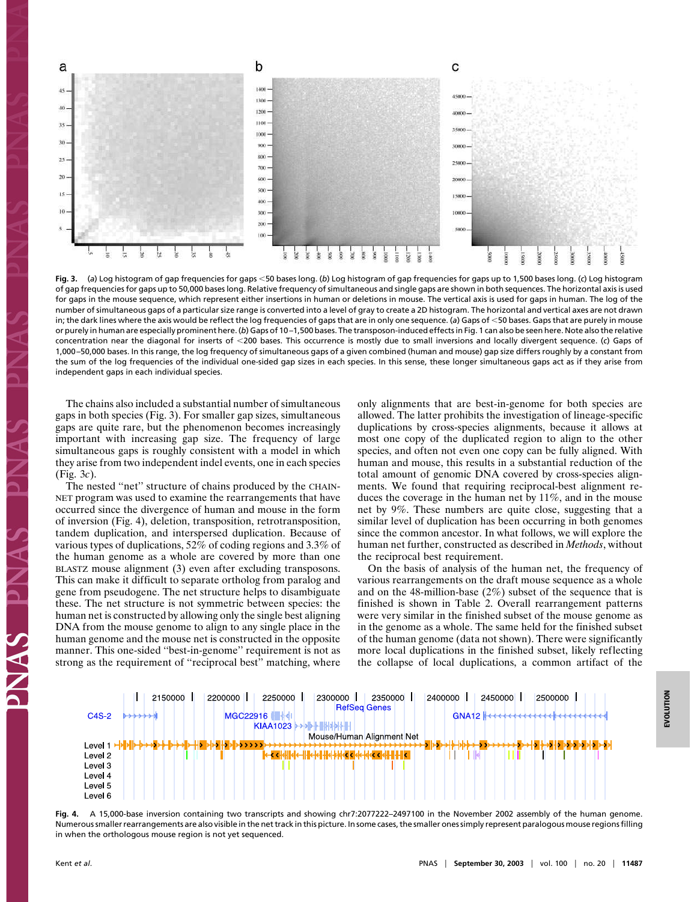**Fig. 3.** (*a*) Log histogram of gap frequencies for gaps <50 bases long. (*b*) Log histogram of gap frequencies for gaps up to 1,500 bases long. (*c*) Log histogram of gap frequencies for gaps up to 50,000 bases long. Relative frequency of simultaneous and single gaps are shown in both sequences. The horizontal axis is used for gaps in the mouse sequence, which represent either insertions in human or deletions in mouse. The vertical axis is used for gaps in human. The log of the number of simultaneous gaps of a particular size range is converted into a level of gray to create a 2D histogram. The horizontal and vertical axes are not drawn in; the dark lines where the axis would be reflect the log frequencies of gaps that are in only one sequence. (*a*) Gaps of <50 bases. Gaps that are purely in mouse or purely in human are especially prominent here. (*b*) Gaps of 10–1,500 bases. The transposon-induced effects in Fig. 1 can also be seen here. Note also the relative concentration near the diagonal for inserts of <200 bases. This occurrence is mostly due to small inversions and locally divergent sequence. (*c*) Gaps of 1,000–50,000 bases. In this range, the log frequency of simultaneous gaps of a given combined (human and mouse) gap size differs roughly by a constant from the sum of the log frequencies of the individual one-sided gap sizes in each species. In this sense, these longer simultaneous gaps act as if they arise from independent gaps in each individual species.

The chains also included a substantial number of simultaneous gaps in both species (Fig. 3). For smaller gap sizes, simultaneous gaps are quite rare, but the phenomenon becomes increasingly important with increasing gap size. The frequency of large simultaneous gaps is roughly consistent with a model in which they arise from two independent indel events, one in each species (Fig. 3*c*).

The nested "net" structure of chains produced by the CHAINNET program was used to examine the rearrangements that have occurred since the divergence of human and mouse in the form of inversion (Fig. 4), deletion, transposition, retrotransposition, tandem duplication, and interspersed duplication. Because of various types of duplications, 52% of coding regions and 3.3% of the human genome as a whole are covered by more than one BLASTZ mouse alignment (3) even after excluding transposons. This can make it difficult to separate ortholog from paralog and gene from pseudogene. The net structure helps to disambiguate these. The net structure is not symmetric between species: the human net is constructed by allowing only the single best aligning DNA from the mouse genome to align to any single place in the human genome and the mouse net is constructed in the opposite manner. This one-sided "best-in-genome" requirement is not as strong as the requirement of "reciprocal best" matching, where only alignments that are best-in-genome for both species are allowed. The latter prohibits the investigation of lineage-specific duplications by cross-species alignments, because it allows at most one copy of the duplicated region to align to the other species, and often not even one copy can be fully aligned. With human and mouse, this results in a substantial reduction of the total amount of genomic DNA covered by cross-species alignments. We found that requiring reciprocal-best alignment reduces the coverage in the human net by 11%, and in the mouse net by 9%. These numbers are quite close, suggesting that a similar level of duplication has been occurring in both genomes since the common ancestor. In what follows, we will explore the human net further, constructed as described in *Methods*, without the reciprocal best requirement.

On the basis of analysis of the human net, the frequency of various rearrangements on the draft mouse sequence as a whole and on the 48-million-base (2%) subset of the sequence that is finished is shown in Table 2. Overall rearrangement patterns were very similar in the finished subset of the mouse genome as in the genome as a whole. The same held for the finished subset of the human genome (data not shown). There were significantly more local duplications in the finished subset, likely reflecting the collapse of local duplications, a common artifact of the

**Fig. 4.** A 15,000-base inversion containing two transcripts and showing chr7:2077222–2497100 in the November 2002 assembly of the human genome. Numerous smaller rearrangements are also visible in the net track in this picture. In some cases, the smaller ones simply represent paralogous mouse regions filling in when the orthologous mouse region is not yet sequenced.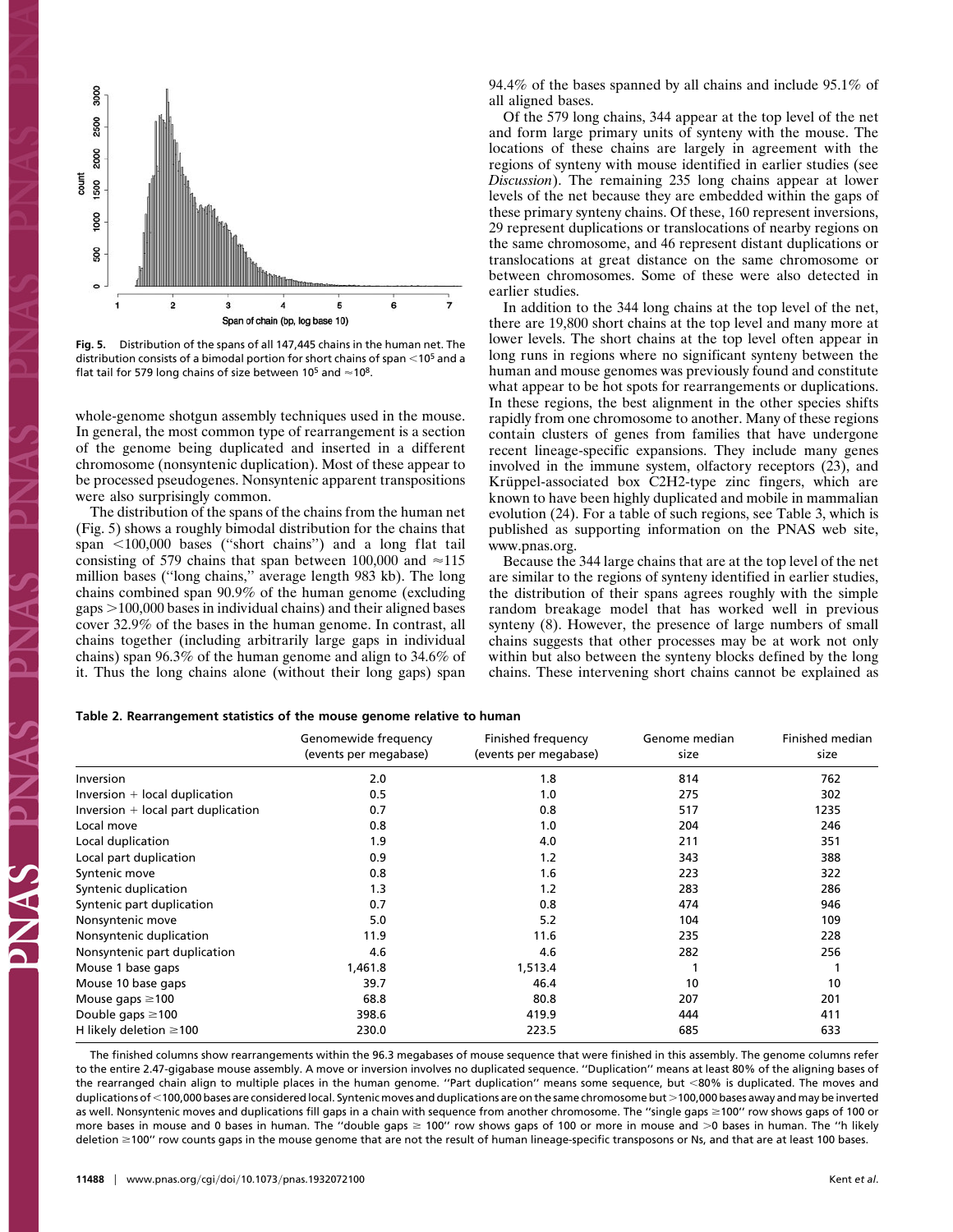**Fig. 5.** Distribution of the spans of all 147,445 chains in the human net. The distribution consists of a bimodal portion for short chains of span $<10^5$ and a flat tail for 579 long chains of size between $10^5$ and $\approx 10^8$.

whole-genome shotgun assembly techniques used in the mouse. In general, the most common type of rearrangement is a section of the genome being duplicated and inserted in a different chromosome (nonsyntenic duplication). Most of these appear to be processed pseudogenes. Nonsyntenic apparent transpositions were also surprisingly common.

The distribution of the spans of the chains from the human net (Fig. 5) shows a roughly bimodal distribution for the chains that span <100,000 bases ("short chains") and a long flat tail consisting of 579 chains that span between 100,000 and ≈115 million bases ("long chains," average length 983 kb). The long chains combined span 90.9% of the human genome (excluding gaps >100,000 bases in individual chains) and their aligned bases cover 32.9% of the bases in the human genome. In contrast, all chains together (including arbitrarily large gaps in individual chains) span 96.3% of the human genome and align to 34.6% of it. Thus the long chains alone (without their long gaps) span 94.4% of the bases spanned by all chains and include 95.1% of all aligned bases.

Of the 579 long chains, 344 appear at the top level of the net and form large primary units of synteny with the mouse. The locations of these chains are largely in agreement with the regions of synteny with mouse identified in earlier studies (see *Discussion*). The remaining 235 long chains appear at lower levels of the net because they are embedded within the gaps of these primary synteny chains. Of these, 160 represent inversions, 29 represent duplications or translocations of nearby regions on the same chromosome, and 46 represent distant duplications or translocations at great distance on the same chromosome or between chromosomes. Some of these were also detected in earlier studies.

In addition to the 344 long chains at the top level of the net, there are 19,800 short chains at the top level and many more at lower levels. The short chains at the top level often appear in long runs in regions where no significant synteny between the human and mouse genomes was previously found and constitute what appear to be hot spots for rearrangements or duplications. In these regions, the best alignment in the other species shifts rapidly from one chromosome to another. Many of these regions contain clusters of genes from families that have undergone recent lineage-specific expansions. They include many genes involved in the immune system, olfactory receptors (23), and Krüppel-associated box C2H2-type zinc fingers, which are known to have been highly duplicated and mobile in mammalian evolution (24). For a table of such regions, see Table 3, which is published as supporting information on the PNAS web site, www.pnas.org.

Because the 344 large chains that are at the top level of the net are similar to the regions of synteny identified in earlier studies, the distribution of their spans agrees roughly with the simple random breakage model that has worked well in previous synteny (8). However, the presence of large numbers of small chains suggests that other processes may be at work not only within but also between the synteny blocks defined by the long chains. These intervening short chains cannot be explained as

**Table 2. Rearrangement statistics of the mouse genome relative to human**

| | Genomewide frequency (events per megabase) | Finished frequency (events per megabase) | Genome median size | Finished median size |
|---|---|---|---|---|
| Inversion | 2.0 | 1.8 | 814 | 762 |
| Inversion + local duplication | 0.5 | 1.0 | 275 | 302 |
| Inversion + local part duplication | 0.7 | 0.8 | 517 | 1235 |
| Local move | 0.8 | 1.0 | 204 | 246 |
| Local duplication | 1.9 | 4.0 | 211 | 351 |
| Local part duplication | 0.9 | 1.2 | 343 | 388 |
| Syntenic move | 0.8 | 1.6 | 223 | 322 |
| Syntenic duplication | 1.3 | 1.2 | 283 | 286 |
| Syntenic part duplication | 0.7 | 0.8 | 474 | 946 |
| Nonsyntenic move | 5.0 | 5.2 | 104 | 109 |
| Nonsyntenic duplication | 11.9 | 11.6 | 235 | 228 |
| Nonsyntenic part duplication | 4.6 | 4.6 | 282 | 256 |
| Mouse 1 base gaps | 1,461.8 | 1,513.4 | 1 | 1 |
| Mouse 10 base gaps | 39.7 | 46.4 | 10 | 10 |
| Mouse gaps ≥100 | 68.8 | 80.8 | 207 | 201 |
| Double gaps ≥100 | 398.6 | 419.9 | 444 | 411 |
| H likely deletion ≥100 | 230.0 | 223.5 | 685 | 633 |

The finished columns show rearrangements within the 96.3 megabases of mouse sequence that were finished in this assembly. The genome columns refer to the entire 2.47-gigabase mouse assembly. A move or inversion involves no duplicated sequence. "Duplication" means at least 80% of the aligning bases of the rearranged chain align to multiple places in the human genome. "Part duplication" means some sequence, but <80% is duplicated. The moves and duplications of <100,000 bases are considered local. Syntenic moves and duplications are on the same chromosome but >100,000 bases away and may be inverted as well. Nonsyntenic moves and duplications fill gaps in a chain with sequence from another chromosome. The "single gaps ≥100" row shows gaps of 100 or more bases in mouse and 0 bases in human. The "double gaps ≥ 100" row shows gaps of 100 or more in mouse and >0 bases in human. The "h likely deletion ≥100" row counts gaps in the mouse genome that are not the result of human lineage-specific transposons or Ns, and that are at least 100 bases.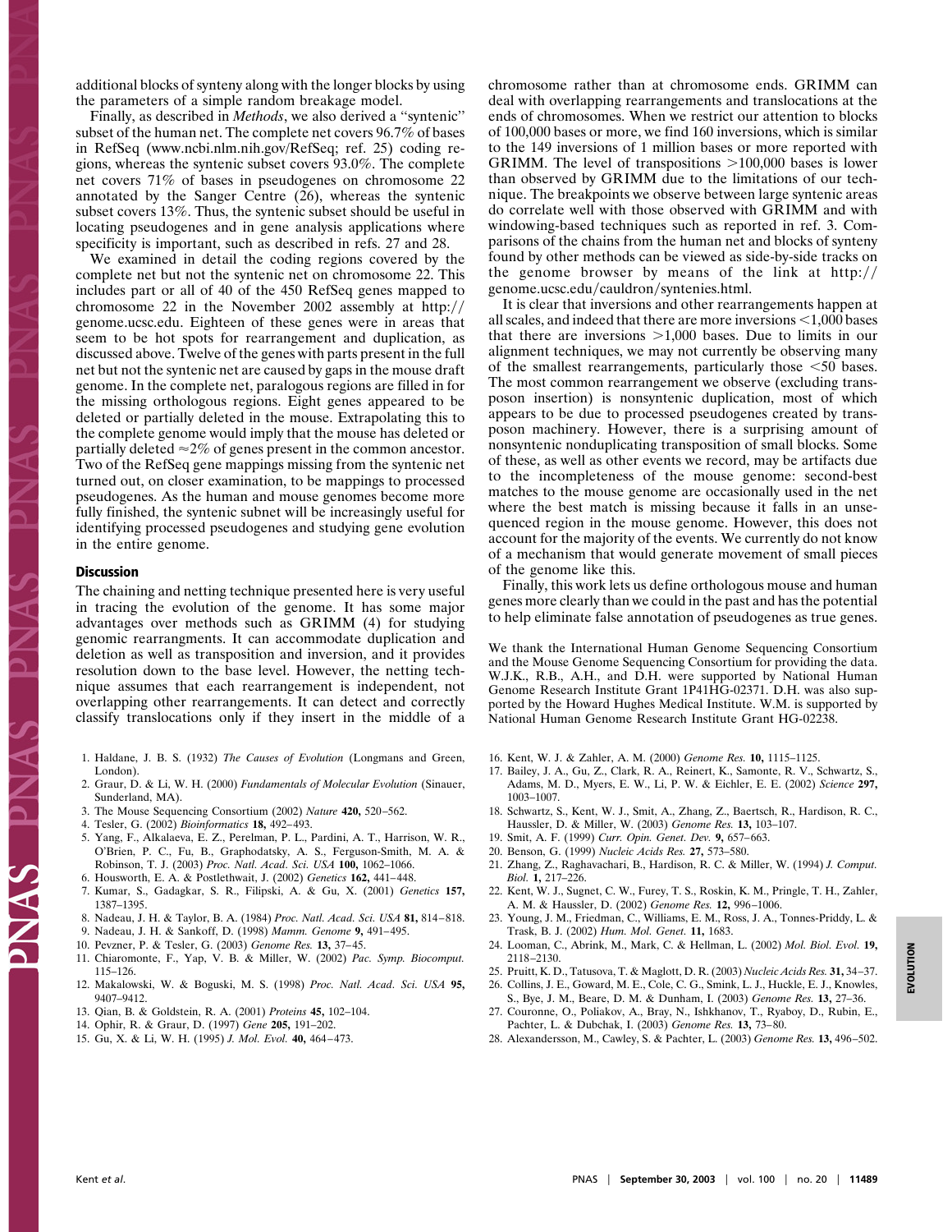additional blocks of synteny along with the longer blocks by using the parameters of a simple random breakage model.

Finally, as described in *Methods*, we also derived a "syntenic" subset of the human net. The complete net covers 96.7% of bases in RefSeq (www.ncbi.nlm.nih.gov/RefSeq; ref. 25) coding regions, whereas the syntenic subset covers 93.0%. The complete net covers 71% of bases in pseudogenes on chromosome 22 annotated by the Sanger Centre (26), whereas the syntenic subset covers 13%. Thus, the syntenic subset should be useful in locating pseudogenes and in gene analysis applications where specificity is important, such as described in refs. 27 and 28.

We examined in detail the coding regions covered by the complete net but not the syntenic net on chromosome 22. This includes part or all of 40 of the 450 RefSeq genes mapped to chromosome 22 in the November 2002 assembly at http://genome.ucsc.edu. Eighteen of these genes were in areas that seem to be hot spots for rearrangement and duplication, as discussed above. Twelve of the genes with parts present in the full net but not the syntenic net are caused by gaps in the mouse draft genome. In the complete net, paralogous regions are filled in for the missing orthologous regions. Eight genes appeared to be deleted or partially deleted in the mouse. Extrapolating this to the complete genome would imply that the mouse has deleted or partially deleted ≈2% of genes present in the common ancestor. Two of the RefSeq gene mappings missing from the syntenic net turned out, on closer examination, to be mappings to processed pseudogenes. As the human and mouse genomes become more fully finished, the syntenic subnet will be increasingly useful for identifying processed pseudogenes and studying gene evolution in the entire genome.

## Discussion

The chaining and netting technique presented here is very useful in tracing the evolution of the genome. It has some major advantages over methods such as GRIMM (4) for studying genomic rearrangments. It can accommodate duplication and deletion as well as transposition and inversion, and it provides resolution down to the base level. However, the netting technique assumes that each rearrangement is independent, not overlapping other rearrangements. It can detect and correctly classify translocations only if they insert in the middle of a chromosome rather than at chromosome ends. GRIMM can deal with overlapping rearrangements and translocations at the ends of chromosomes. When we restrict our attention to blocks of 100,000 bases or more, we find 160 inversions, which is similar to the 149 inversions of 1 million bases or more reported with GRIMM. The level of transpositions >100,000 bases is lower than observed by GRIMM due to the limitations of our technique. The breakpoints we observe between large syntenic areas do correlate well with those observed with GRIMM and with windowing-based techniques such as reported in ref. 3. Comparisons of the chains from the human net and blocks of synteny found by other methods can be viewed as side-by-side tracks on the genome browser by means of the link at http://genome.ucsc.edu/cauldron/syntenies.html.

It is clear that inversions and other rearrangements happen at all scales, and indeed that there are more inversions <1,000 bases that there are inversions >1,000 bases. Due to limits in our alignment techniques, we may not currently be observing many of the smallest rearrangements, particularly those <50 bases. The most common rearrangement we observe (excluding transposon insertion) is nonsyntenic duplication, most of which appears to be due to processed pseudogenes created by transposon machinery. However, there is a surprising amount of nonsyntenic nonduplicating transposition of small blocks. Some of these, as well as other events we record, may be artifacts due to the incompleteness of the mouse genome: second-best matches to the mouse genome are occasionally used in the net where the best match is missing because it falls in an unsequenced region in the mouse genome. However, this does not account for the majority of the events. We currently do not know of a mechanism that would generate movement of small pieces of the genome like this.

Finally, this work lets us define orthologous mouse and human genes more clearly than we could in the past and has the potential to help eliminate false annotation of pseudogenes as true genes.

We thank the International Human Genome Sequencing Consortium and the Mouse Genome Sequencing Consortium for providing the data. W.J.K., R.B., A.H., and D.H. were supported by National Human Genome Research Institute Grant 1P41HG-02371. D.H. was also supported by the Howard Hughes Medical Institute. W.M. is supported by National Human Genome Research Institute Grant HG-02238.

1. Haldane, J. B. S. (1932) *The Causes of Evolution* (Longmans and Green, London).
2. Graur, D. & Li, W. H. (2000) *Fundamentals of Molecular Evolution* (Sinauer, Sunderland, MA).
3. The Mouse Sequencing Consortium (2002) *Nature* **420,** 520–562.
4. Tesler, G. (2002) *Bioinformatics* **18,** 492–493.
5. Yang, F., Alkalaeva, E. Z., Perelman, P. L., Pardini, A. T., Harrison, W. R., O'Brien, P. C., Fu, B., Graphodatsky, A. S., Ferguson-Smith, M. A. & Robinson, T. J. (2003) *Proc. Natl. Acad. Sci. USA* **100,** 1062–1066.
6. Housworth, E. A. & Postlethwait, J. (2002) *Genetics* **162,** 441–448.
7. Kumar, S., Gadagkar, S. R., Filipski, A. & Gu, X. (2001) *Genetics* **157,** 1387–1395.
8. Nadeau, J. H. & Taylor, B. A. (1984) *Proc. Natl. Acad. Sci. USA* **81,** 814–818.
9. Nadeau, J. H. & Sankoff, D. (1998) *Mamm. Genome* **9,** 491–495.
10. Pevzner, P. & Tesler, G. (2003) *Genome Res.* **13,** 37–45.
11. Chiaromonte, F., Yap, V. B. & Miller, W. (2002) *Pac. Symp. Biocomput.* 115–126.
12. Makalowski, W. & Boguski, M. S. (1998) *Proc. Natl. Acad. Sci. USA* **95,** 9407–9412.
13. Qian, B. & Goldstein, R. A. (2001) *Proteins* **45,** 102–104.
14. Ophir, R. & Graur, D. (1997) *Gene* **205,** 191–202.
15. Gu, X. & Li, W. H. (1995) *J. Mol. Evol.* **40,** 464–473.
16. Kent, W. J. & Zahler, A. M. (2000) *Genome Res.* **10,** 1115–1125.
17. Bailey, J. A., Gu, Z., Clark, R. A., Reinert, K., Samonte, R. V., Schwartz, S., Adams, M. D., Myers, E. W., Li, P. W. & Eichler, E. E. (2002) *Science* **297,** 1003–1007.
18. Schwartz, S., Kent, W. J., Smit, A., Zhang, Z., Baertsch, R., Hardison, R. C., Haussler, D. & Miller, W. (2003) *Genome Res.* **13,** 103–107.
19. Smit, A. F. (1999) *Curr. Opin. Genet. Dev.* **9,** 657–663.
20. Benson, G. (1999) *Nucleic Acids Res.* **27,** 573–580.
21. Zhang, Z., Raghavachari, B., Hardison, R. C. & Miller, W. (1994) *J. Comput. Biol.* **1,** 217–226.
22. Kent, W. J., Sugnet, C. W., Furey, T. S., Roskin, K. M., Pringle, T. H., Zahler, A. M. & Haussler, D. (2002) *Genome Res.* **12,** 996–1006.
23. Young, J. M., Friedman, C., Williams, E. M., Ross, J. A., Tonnes-Priddy, L. & Trask, B. J. (2002) *Hum. Mol. Genet.* **11,** 1683.
24. Looman, C., Abrink, M., Mark, C. & Hellman, L. (2002) *Mol. Biol. Evol.* **19,** 2118–2130.
25. Pruitt, K. D., Tatusova, T. & Maglott, D. R. (2003) *Nucleic Acids Res.* **31,** 34–37.
26. Collins, J. E., Goward, M. E., Cole, C. G., Smink, L. J., Huckle, E. J., Knowles, S., Bye, J. M., Beare, D. M. & Dunham, I. (2003) *Genome Res.* **13,** 27–36.
27. Couronne, O., Poliakov, A., Bray, N., Ishkhanov, T., Ryaboy, D., Rubin, E., Pachter, L. & Dubchak, I. (2003) *Genome Res.* **13,** 73–80.
28. Alexandersson, M., Cawley, S. & Pachter, L. (2003) *Genome Res.* **13,** 496–502.